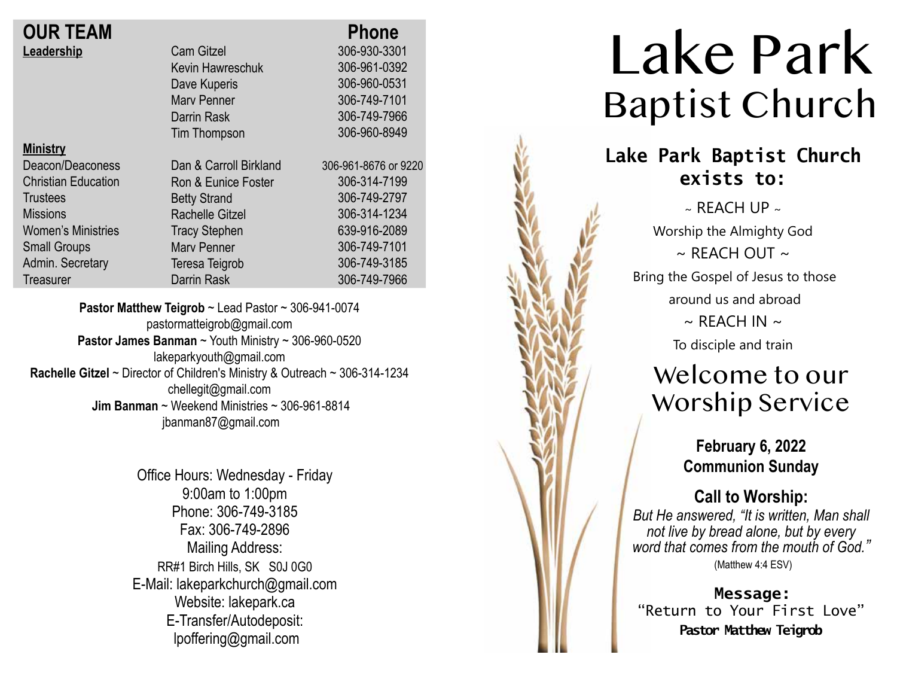## OUR TEAM

| | | Phone |
|---|---|---|
| **Leadership** | Cam Gitzel | 306-930-3301 |
| | Kevin Hawreschuk | 306-961-0392 |
| | Dave Kuperis | 306-960-0531 |
| | Marv Penner | 306-749-7101 |
| | Darrin Rask | 306-749-7966 |
| | Tim Thompson | 306-960-8949 |
| **Ministry** | | |
| Deacon/Deaconess | Dan & Carroll Birkland | 306-961-8676 or 9220 |
| Christian Education | Ron & Eunice Foster | 306-314-7199 |
| Trustees | Betty Strand | 306-749-2797 |
| Missions | Rachelle Gitzel | 306-314-1234 |
| Women's Ministries | Tracy Stephen | 639-916-2089 |
| Small Groups | Marv Penner | 306-749-7101 |
| Admin. Secretary | Teresa Teigrob | 306-749-3185 |
| Treasurer | Darrin Rask | 306-749-7966 |

**Pastor Matthew Teigrob** ~ Lead Pastor ~ 306-941-0074
pastormatteigrob@gmail.com
**Pastor James Banman** ~ Youth Ministry ~ 306-960-0520
lakeparkyouth@gmail.com
**Rachelle Gitzel** ~ Director of Children's Ministry & Outreach ~ 306-314-1234
chellegit@gmail.com
**Jim Banman** ~ Weekend Ministries ~ 306-961-8814
jbanman87@gmail.com

Office Hours: Wednesday - Friday
9:00am to 1:00pm
Phone: 306-749-3185
Fax: 306-749-2896
Mailing Address:
RR#1 Birch Hills, SK S0J 0G0
E-Mail: lakeparkchurch@gmail.com
Website: lakepark.ca
E-Transfer/Autodeposit:
lpoffering@gmail.com

# Lake Park Baptist Church

### Lake Park Baptist Church exists to:

~ REACH UP ~
Worship the Almighty God
~ REACH OUT ~
Bring the Gospel of Jesus to those around us and abroad
~ REACH IN ~
To disciple and train

## Welcome to our Worship Service

**February 6, 2022**
**Communion Sunday**

### Call to Worship:

*But He answered, "It is written, Man shall not live by bread alone, but by every word that comes from the mouth of God."*
(Matthew 4:4 ESV)

**Message:**
"Return to Your First Love"
**Pastor Matthew Teigrob**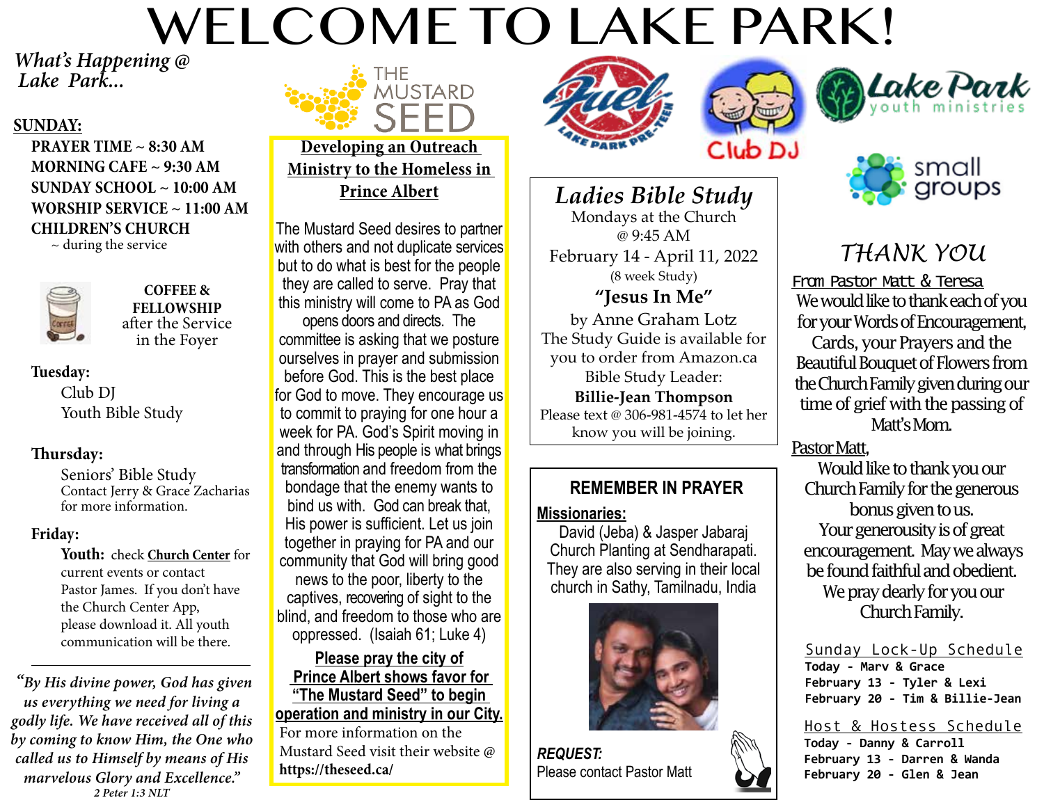# WELCOME TO LAKE PARK!

*What's Happening @ Lake Park...*

**SUNDAY:**

**PRAYER TIME ~ 8:30 AM**
**MORNING CAFE ~ 9:30 AM**
**SUNDAY SCHOOL ~ 10:00 AM**
**WORSHIP SERVICE ~ 11:00 AM**
**CHILDREN'S CHURCH**
~ during the service

**COFFEE & FELLOWSHIP**
after the Service in the Foyer

**Tuesday:**
Club DJ
Youth Bible Study

**Thursday:**
Seniors' Bible Study
Contact Jerry & Grace Zacharias for more information.

**Friday:**
**Youth:** check **Church Center** for current events or contact Pastor James. If you don't have the Church Center App, please download it. All youth communication will be there.

---

*"By His divine power, God has given us everything we need for living a godly life. We have received all of this by coming to know Him, the One who called us to Himself by means of His marvelous Glory and Excellence."*
*2 Peter 1:3 NLT*

THE MUSTARD SEED

## Developing an Outreach Ministry to the Homeless in Prince Albert

The Mustard Seed desires to partner with others and not duplicate services but to do what is best for the people they are called to serve. Pray that this ministry will come to PA as God opens doors and directs. The committee is asking that we posture ourselves in prayer and submission before God. This is the best place for God to move. They encourage us to commit to praying for one hour a week for PA. God's Spirit moving in and through His people is what brings transformation and freedom from the bondage that the enemy wants to bind us with. God can break that, His power is sufficient. Let us join together in praying for PA and our community that God will bring good news to the poor, liberty to the captives, recovering of sight to the blind, and freedom to those who are oppressed. (Isaiah 61; Luke 4)

**Please pray the city of Prince Albert shows favor for "The Mustard Seed" to begin operation and ministry in our City.**

For more information on the Mustard Seed visit their website @ **https://theseed.ca/**

Fuel — Lake Park Pre-Teen

Club DJ

Lake Park youth ministries

small groups

## Ladies Bible Study

Mondays at the Church
@ 9:45 AM
February 14 - April 11, 2022
(8 week Study)
**"Jesus In Me"**
by Anne Graham Lotz
The Study Guide is available for you to order from Amazon.ca
Bible Study Leader:
**Billie-Jean Thompson**
Please text @ 306-981-4574 to let her know you will be joining.

## REMEMBER IN PRAYER

**Missionaries:**
David (Jeba) & Jasper Jabaraj
Church Planting at Sendharapati. They are also serving in their local church in Sathy, Tamilnadu, India

***REQUEST:***
Please contact Pastor Matt

## THANK YOU

From Pastor Matt & Teresa

We would like to thank each of you for your Words of Encouragement, Cards, your Prayers and the Beautiful Bouquet of Flowers from the Church Family given during our time of grief with the passing of Matt's Mom.

Pastor Matt,

Would like to thank you our Church Family for the generous bonus given to us.
Your generosity is of great encouragement. May we always be found faithful and obedient.
We pray dearly for you our Church Family.

Sunday Lock-Up Schedule

**Today - Marv & Grace**
**February 13 - Tyler & Lexi**
**February 20 - Tim & Billie-Jean**

Host & Hostess Schedule

**Today - Danny & Carroll**
**February 13 - Darren & Wanda**
**February 20 - Glen & Jean**